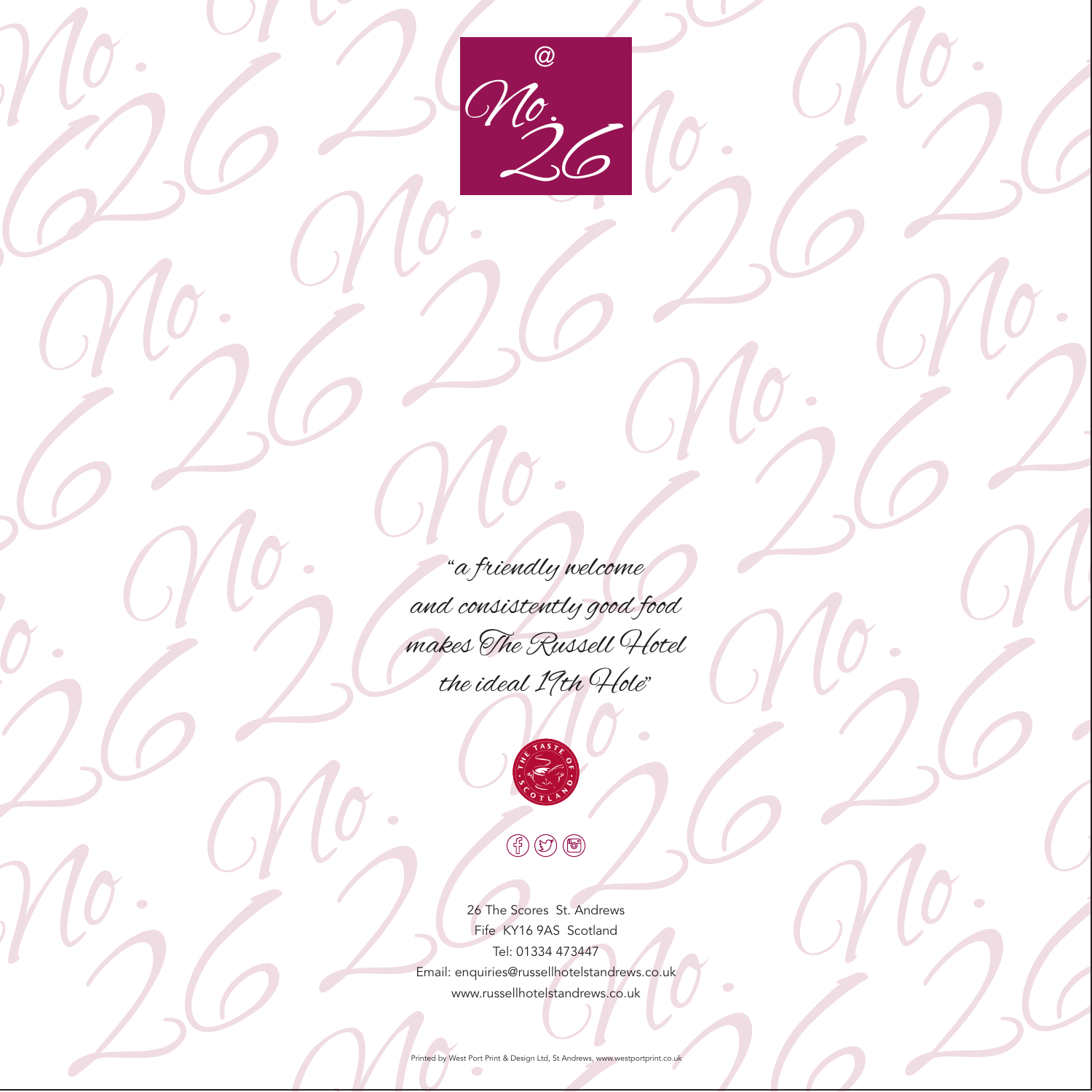@ No. 26

*"a friendly welcome and consistently good food makes The Russell Hotel the ideal 19th Hole"*

THE TASTE OF SCOTLAND

26 The Scores St. Andrews
Fife KY16 9AS Scotland
Tel: 01334 473447
Email: enquiries@russellhotelstandrews.co.uk
www.russellhotelstandrews.co.uk

Printed by West Port Print & Design Ltd, St Andrews, www.westportprint.co.uk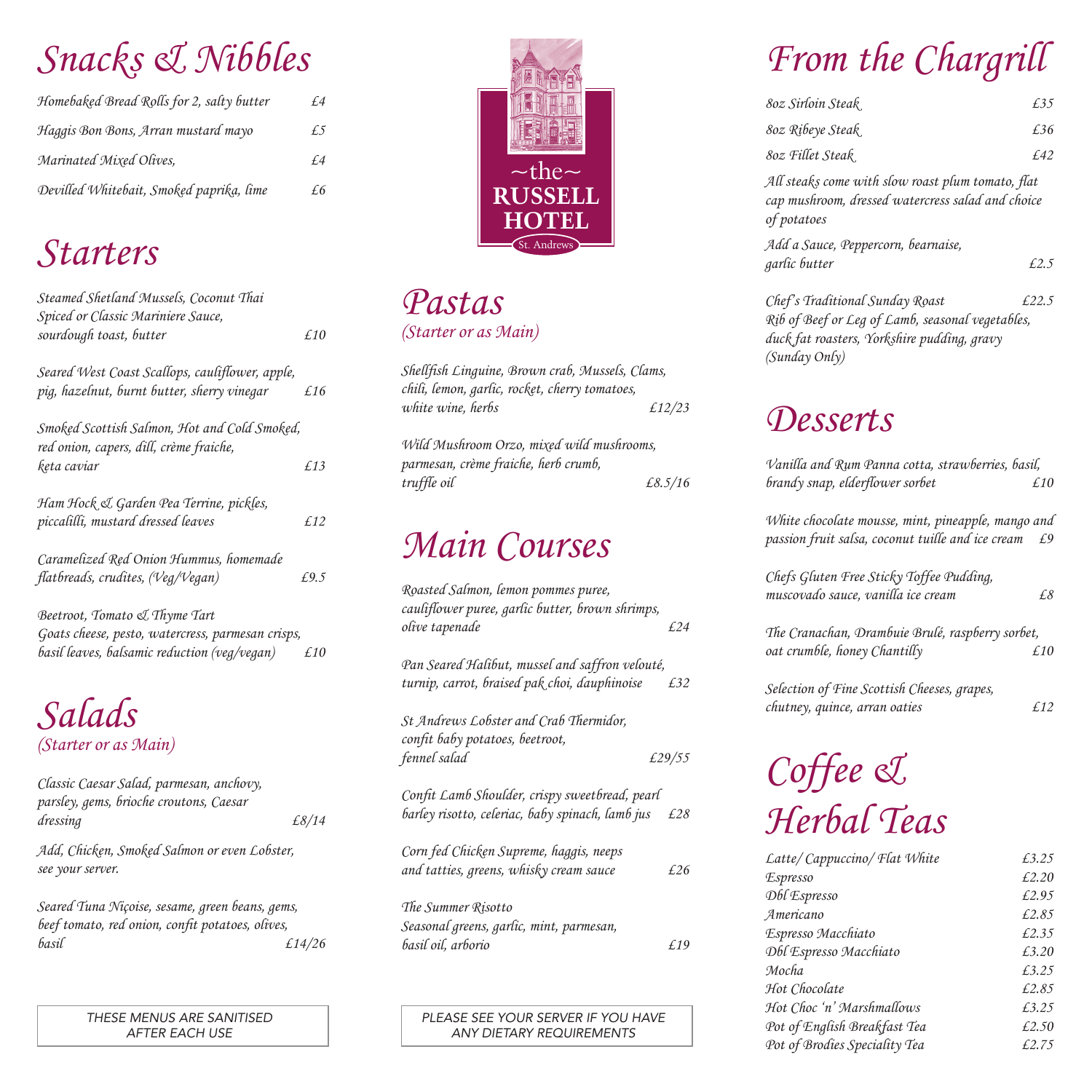# Snacks & Nibbles

Homebaked Bread Rolls for 2, salty butter £4

Haggis Bon Bons, Arran mustard mayo £5

Marinated Mixed Olives, £4

Devilled Whitebait, Smoked paprika, lime £6

# Starters

Steamed Shetland Mussels, Coconut Thai Spiced or Classic Mariniere Sauce, sourdough toast, butter £10

Seared West Coast Scallops, cauliflower, apple, pig, hazelnut, burnt butter, sherry vinegar £16

Smoked Scottish Salmon, Hot and Cold Smoked, red onion, capers, dill, crème fraiche, keta caviar £13

Ham Hock & Garden Pea Terrine, pickles, piccalilli, mustard dressed leaves £12

Caramelized Red Onion Hummus, homemade flatbreads, crudites, (Veg/Vegan) £9.5

Beetroot, Tomato & Thyme Tart
Goats cheese, pesto, watercress, parmesan crisps, basil leaves, balsamic reduction (veg/vegan) £10

# Salads

*(Starter or as Main)*

Classic Caesar Salad, parmesan, anchovy, parsley, gems, brioche croutons, Caesar dressing £8/14

Add, Chicken, Smoked Salmon or even Lobster, see your server.

Seared Tuna Niçoise, sesame, green beans, gems, beef tomato, red onion, confit potatoes, olives, basil £14/26

THESE MENUS ARE SANITISED AFTER EACH USE

~the~
RUSSELL HOTEL
St. Andrews

# Pastas

*(Starter or as Main)*

Shellfish Linguine, Brown crab, Mussels, Clams, chili, lemon, garlic, rocket, cherry tomatoes, white wine, herbs £12/23

Wild Mushroom Orzo, mixed wild mushrooms, parmesan, crème fraiche, herb crumb, truffle oil £8.5/16

# Main Courses

Roasted Salmon, lemon pommes puree, cauliflower puree, garlic butter, brown shrimps, olive tapenade £24

Pan Seared Halibut, mussel and saffron velouté, turnip, carrot, braised pak choi, dauphinoise £32

St Andrews Lobster and Crab Thermidor, confit baby potatoes, beetroot, fennel salad £29/55

Confit Lamb Shoulder, crispy sweetbread, pearl barley risotto, celeriac, baby spinach, lamb jus £28

Corn fed Chicken Supreme, haggis, neeps and tatties, greens, whisky cream sauce £26

The Summer Risotto
Seasonal greens, garlic, mint, parmesan, basil oil, arborio £19

PLEASE SEE YOUR SERVER IF YOU HAVE ANY DIETARY REQUIREMENTS

# From the Chargrill

8oz Sirloin Steak £35

8oz Ribeye Steak £36

8oz Fillet Steak £42

All steaks come with slow roast plum tomato, flat cap mushroom, dressed watercress salad and choice of potatoes

Add a Sauce, Peppercorn, bearnaise, garlic butter £2.5

Chef's Traditional Sunday Roast £22.5
Rib of Beef or Leg of Lamb, seasonal vegetables, duck fat roasters, Yorkshire pudding, gravy (Sunday Only)

# Desserts

Vanilla and Rum Panna cotta, strawberries, basil, brandy snap, elderflower sorbet £10

White chocolate mousse, mint, pineapple, mango and passion fruit salsa, coconut tuille and ice cream £9

Chefs Gluten Free Sticky Toffee Pudding, muscovado sauce, vanilla ice cream £8

The Cranachan, Drambuie Brulé, raspberry sorbet, oat crumble, honey Chantilly £10

Selection of Fine Scottish Cheeses, grapes, chutney, quince, arran oaties £12

# Coffee & Herbal Teas

| | |
|---|---|
| Latte/ Cappuccino/ Flat White | £3.25 |
| Espresso | £2.20 |
| Dbl Espresso | £2.95 |
| Americano | £2.85 |
| Espresso Macchiato | £2.35 |
| Dbl Espresso Macchiato | £3.20 |
| Mocha | £3.25 |
| Hot Chocolate | £2.85 |
| Hot Choc 'n' Marshmallows | £3.25 |
| Pot of English Breakfast Tea | £2.50 |
| Pot of Brodies Speciality Tea | £2.75 |